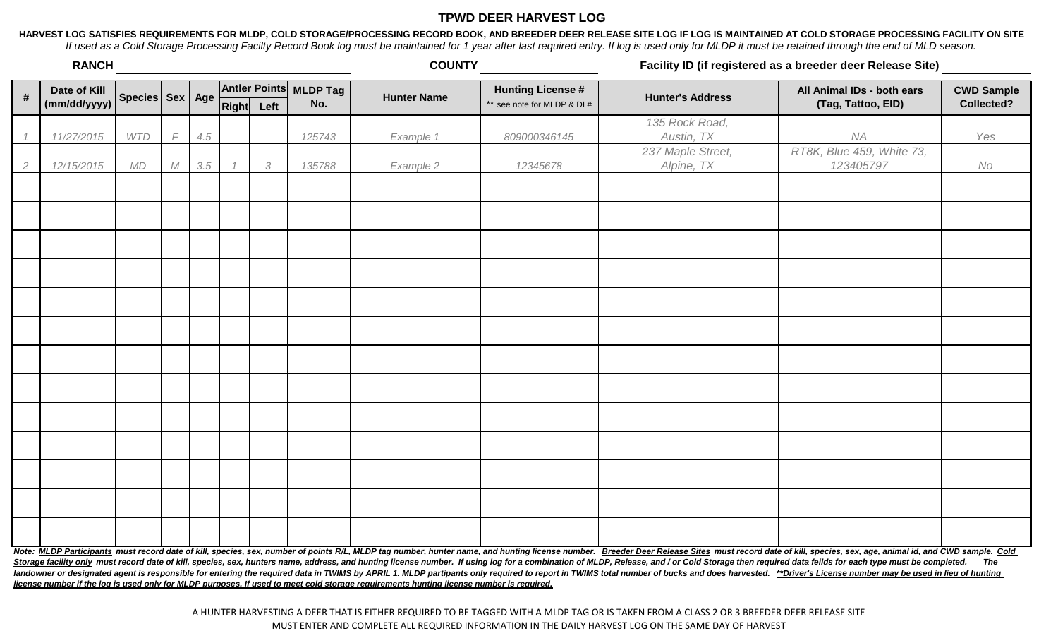# TPWD DEER HARVEST LOG

**HARVEST LOG SATISFIES REQUIREMENTS FOR MLDP, COLD STORAGE/PROCESSING RECORD BOOK, AND BREEDER DEER RELEASE SITE LOG IF LOG IS MAINTAINED AT COLD STORAGE PROCESSING FACILITY ON SITE**

*If used as a Cold Storage Processing Facilty Record Book log must be maintained for 1 year after last required entry. If log is used only for MLDP it must be retained through the end of MLD season.*

**RANCH** ______________________ **COUNTY** ______________ **Facility ID (if registered as a breeder deer Release Site)** ______________

| # | Date of Kill (mm/dd/yyyy) | Species | Sex | Age | Antler Points | | MLDP Tag No. | Hunter Name | Hunting License # ** see note for MLDP & DL# | Hunter's Address | All Animal IDs - both ears (Tag, Tattoo, EID) | CWD Sample Collected? |
|---|---|---|---|---|---|---|---|---|---|---|---|---|
| | | | | | Right | Left | | | | | | |
| *1* | *11/27/2015* | *WTD* | *F* | *4.5* | | | *125743* | *Example 1* | *809000346145* | *135 Rock Road, Austin, TX* | *NA* | *Yes* |
| *2* | *12/15/2015* | *MD* | *M* | *3.5* | *1* | *3* | *135788* | *Example 2* | *12345678* | *237 Maple Street, Alpine, TX* | *RT8K, Blue 459, White 73, 123405797* | *No* |
| | | | | | | | | | | | | |
| | | | | | | | | | | | | |
| | | | | | | | | | | | | |
| | | | | | | | | | | | | |
| | | | | | | | | | | | | |
| | | | | | | | | | | | | |
| | | | | | | | | | | | | |
| | | | | | | | | | | | | |
| | | | | | | | | | | | | |
| | | | | | | | | | | | | |
| | | | | | | | | | | | | |
| | | | | | | | | | | | | |
| | | | | | | | | | | | | |

***Note: <u>MLDP Participants</u> must record date of kill, species, sex, number of points R/L, MLDP tag number, hunter name, and hunting license number. <u>Breeder Deer Release Sites</u> must record date of kill, species, sex, age, animal id, and CWD sample. <u>Cold Storage facility only</u> must record date of kill, species, sex, hunters name, address, and hunting license number. If using log for a combination of MLDP, Release, and / or Cold Storage then required data feilds for each type must be completed. The landowner or designated agent is responsible for entering the required data in TWIMS by APRIL 1. MLDP partipants only required to report in TWIMS total number of bucks and does harvested. <u>**Driver's License number may be used in lieu of hunting license number if the log is used only for MLDP purposes. If used to meet cold storage requirements hunting license number is required.</u>***

A HUNTER HARVESTING A DEER THAT IS EITHER REQUIRED TO BE TAGGED WITH A MLDP TAG OR IS TAKEN FROM A CLASS 2 OR 3 BREEDER DEER RELEASE SITE MUST ENTER AND COMPLETE ALL REQUIRED INFORMATION IN THE DAILY HARVEST LOG ON THE SAME DAY OF HARVEST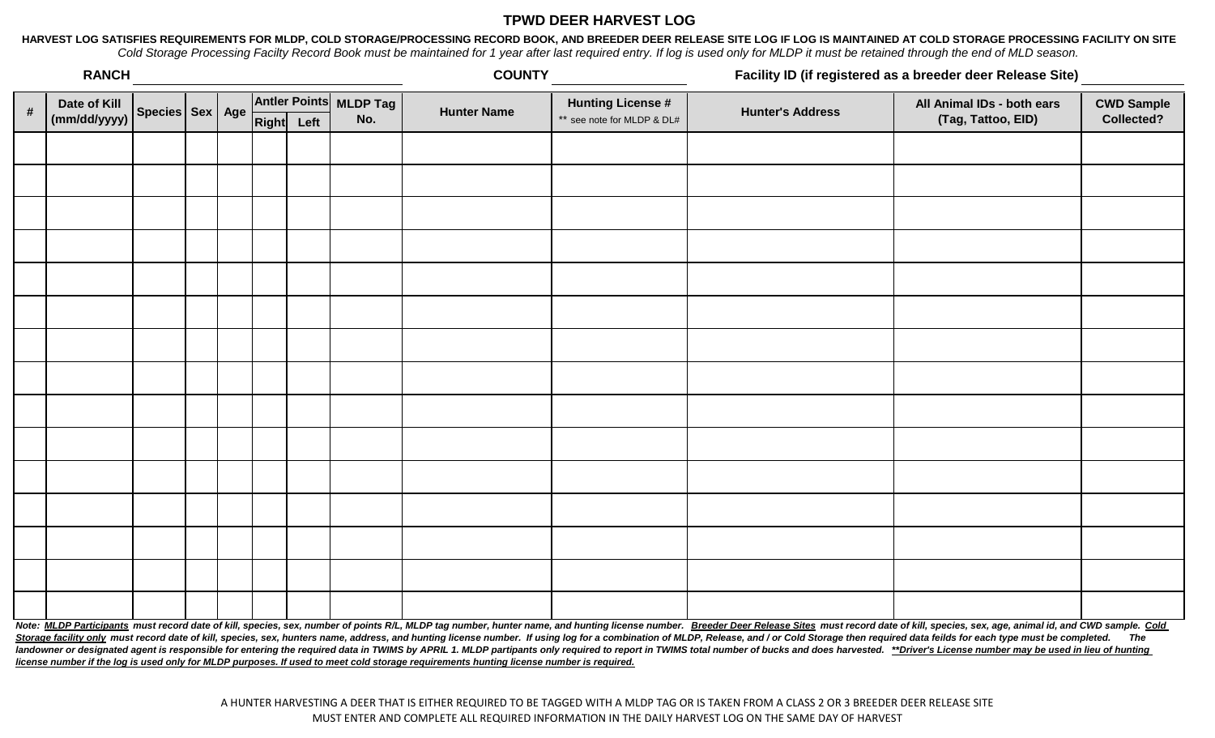# TPWD DEER HARVEST LOG

**HARVEST LOG SATISFIES REQUIREMENTS FOR MLDP, COLD STORAGE/PROCESSING RECORD BOOK, AND BREEDER DEER RELEASE SITE LOG IF LOG IS MAINTAINED AT COLD STORAGE PROCESSING FACILITY ON SITE**

*Cold Storage Processing Facilty Record Book must be maintained for 1 year after last required entry. If log is used only for MLDP it must be retained through the end of MLD season.*

**RANCH** \_\_\_\_\_\_\_\_\_\_\_\_\_\_\_\_\_\_\_\_ **COUNTY** \_\_\_\_\_\_\_\_\_\_\_\_ **Facility ID (if registered as a breeder deer Release Site)** \_\_\_\_\_\_\_\_

| # | Date of Kill (mm/dd/yyyy) | Species | Sex | Age | Antler Points | | MLDP Tag No. | Hunter Name | Hunting License # ** see note for MLDP & DL# | Hunter's Address | All Animal IDs - both ears (Tag, Tattoo, EID) | CWD Sample Collected? |
|---|---|---|---|---|---|---|---|---|---|---|---|---|
| | | | | | Right | Left | | | | | | |
| | | | | | | | | | | | | |
| | | | | | | | | | | | | |
| | | | | | | | | | | | | |
| | | | | | | | | | | | | |
| | | | | | | | | | | | | |
| | | | | | | | | | | | | |
| | | | | | | | | | | | | |
| | | | | | | | | | | | | |
| | | | | | | | | | | | | |
| | | | | | | | | | | | | |
| | | | | | | | | | | | | |
| | | | | | | | | | | | | |
| | | | | | | | | | | | | |
| | | | | | | | | | | | | |
| | | | | | | | | | | | | |

***Note: <u>MLDP Participants</u> must record date of kill, species, sex, number of points R/L, MLDP tag number, hunter name, and hunting license number. <u>Breeder Deer Release Sites</u> must record date of kill, species, sex, age, animal id, and CWD sample. <u>Cold Storage facility only</u> must record date of kill, species, sex, hunters name, address, and hunting license number. If using log for a combination of MLDP, Release, and / or Cold Storage then required data feilds for each type must be completed. The landowner or designated agent is responsible for entering the required data in TWIMS by APRIL 1. MLDP partipants only required to report in TWIMS total number of bucks and does harvested. <u>**Driver's License number may be used in lieu of hunting license number if the log is used only for MLDP purposes. If used to meet cold storage requirements hunting license number is required.</u>***

A HUNTER HARVESTING A DEER THAT IS EITHER REQUIRED TO BE TAGGED WITH A MLDP TAG OR IS TAKEN FROM A CLASS 2 OR 3 BREEDER DEER RELEASE SITE MUST ENTER AND COMPLETE ALL REQUIRED INFORMATION IN THE DAILY HARVEST LOG ON THE SAME DAY OF HARVEST